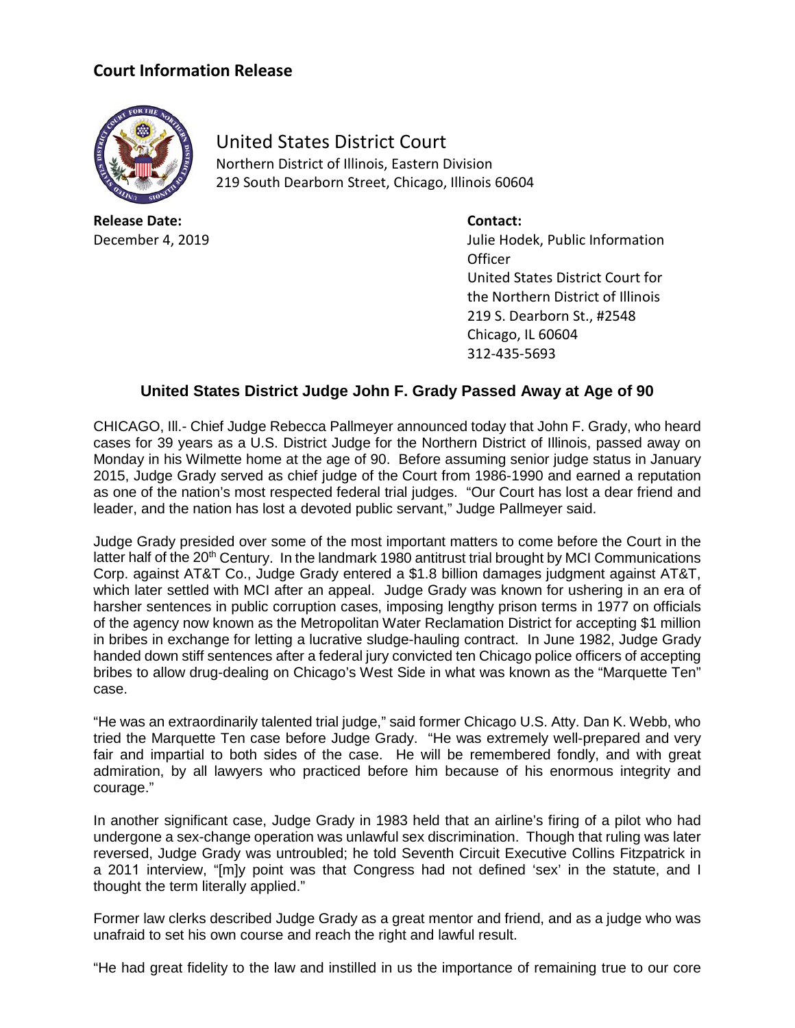# Court Information Release

United States District Court
Northern District of Illinois, Eastern Division
219 South Dearborn Street, Chicago, Illinois 60604

**Release Date:**
December 4, 2019

**Contact:**
Julie Hodek, Public Information Officer
United States District Court for the Northern District of Illinois
219 S. Dearborn St., #2548
Chicago, IL 60604
312-435-5693

## United States District Judge John F. Grady Passed Away at Age of 90

CHICAGO, Ill.- Chief Judge Rebecca Pallmeyer announced today that John F. Grady, who heard cases for 39 years as a U.S. District Judge for the Northern District of Illinois, passed away on Monday in his Wilmette home at the age of 90. Before assuming senior judge status in January 2015, Judge Grady served as chief judge of the Court from 1986-1990 and earned a reputation as one of the nation's most respected federal trial judges. "Our Court has lost a dear friend and leader, and the nation has lost a devoted public servant," Judge Pallmeyer said.

Judge Grady presided over some of the most important matters to come before the Court in the latter half of the 20th Century. In the landmark 1980 antitrust trial brought by MCI Communications Corp. against AT&T Co., Judge Grady entered a $1.8 billion damages judgment against AT&T, which later settled with MCI after an appeal. Judge Grady was known for ushering in an era of harsher sentences in public corruption cases, imposing lengthy prison terms in 1977 on officials of the agency now known as the Metropolitan Water Reclamation District for accepting $1 million in bribes in exchange for letting a lucrative sludge-hauling contract. In June 1982, Judge Grady handed down stiff sentences after a federal jury convicted ten Chicago police officers of accepting bribes to allow drug-dealing on Chicago's West Side in what was known as the "Marquette Ten" case.

"He was an extraordinarily talented trial judge," said former Chicago U.S. Atty. Dan K. Webb, who tried the Marquette Ten case before Judge Grady. "He was extremely well-prepared and very fair and impartial to both sides of the case. He will be remembered fondly, and with great admiration, by all lawyers who practiced before him because of his enormous integrity and courage."

In another significant case, Judge Grady in 1983 held that an airline's firing of a pilot who had undergone a sex-change operation was unlawful sex discrimination. Though that ruling was later reversed, Judge Grady was untroubled; he told Seventh Circuit Executive Collins Fitzpatrick in a 2011 interview, "[m]y point was that Congress had not defined 'sex' in the statute, and I thought the term literally applied."

Former law clerks described Judge Grady as a great mentor and friend, and as a judge who was unafraid to set his own course and reach the right and lawful result.

"He had great fidelity to the law and instilled in us the importance of remaining true to our core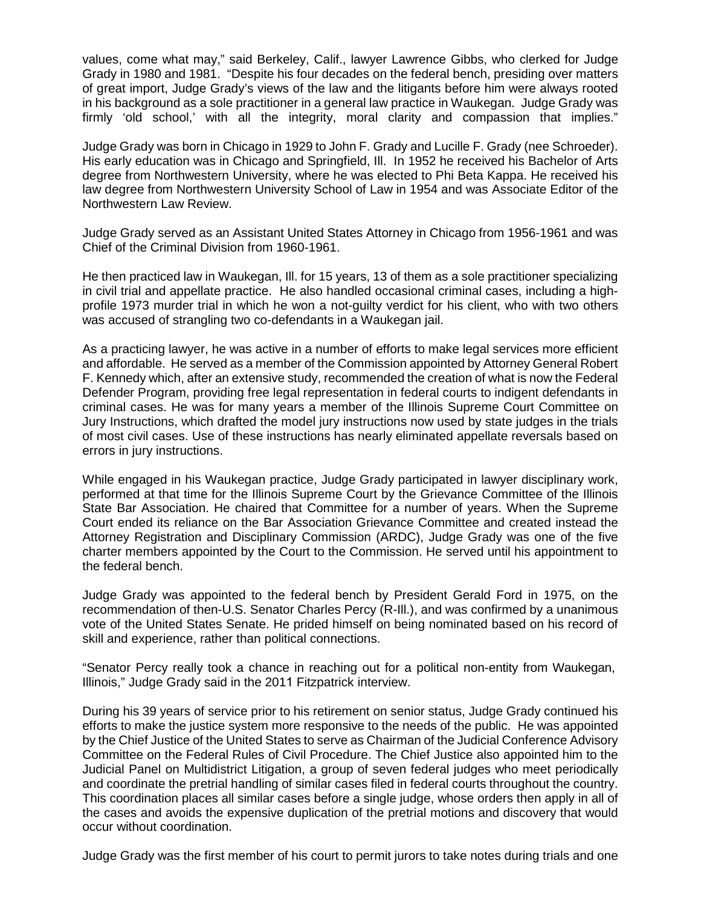values, come what may," said Berkeley, Calif., lawyer Lawrence Gibbs, who clerked for Judge Grady in 1980 and 1981. "Despite his four decades on the federal bench, presiding over matters of great import, Judge Grady's views of the law and the litigants before him were always rooted in his background as a sole practitioner in a general law practice in Waukegan. Judge Grady was firmly 'old school,' with all the integrity, moral clarity and compassion that implies."

Judge Grady was born in Chicago in 1929 to John F. Grady and Lucille F. Grady (nee Schroeder). His early education was in Chicago and Springfield, Ill. In 1952 he received his Bachelor of Arts degree from Northwestern University, where he was elected to Phi Beta Kappa. He received his law degree from Northwestern University School of Law in 1954 and was Associate Editor of the Northwestern Law Review.

Judge Grady served as an Assistant United States Attorney in Chicago from 1956-1961 and was Chief of the Criminal Division from 1960-1961.

He then practiced law in Waukegan, Ill. for 15 years, 13 of them as a sole practitioner specializing in civil trial and appellate practice. He also handled occasional criminal cases, including a high-profile 1973 murder trial in which he won a not-guilty verdict for his client, who with two others was accused of strangling two co-defendants in a Waukegan jail.

As a practicing lawyer, he was active in a number of efforts to make legal services more efficient and affordable. He served as a member of the Commission appointed by Attorney General Robert F. Kennedy which, after an extensive study, recommended the creation of what is now the Federal Defender Program, providing free legal representation in federal courts to indigent defendants in criminal cases. He was for many years a member of the Illinois Supreme Court Committee on Jury Instructions, which drafted the model jury instructions now used by state judges in the trials of most civil cases. Use of these instructions has nearly eliminated appellate reversals based on errors in jury instructions.

While engaged in his Waukegan practice, Judge Grady participated in lawyer disciplinary work, performed at that time for the Illinois Supreme Court by the Grievance Committee of the Illinois State Bar Association. He chaired that Committee for a number of years. When the Supreme Court ended its reliance on the Bar Association Grievance Committee and created instead the Attorney Registration and Disciplinary Commission (ARDC), Judge Grady was one of the five charter members appointed by the Court to the Commission. He served until his appointment to the federal bench.

Judge Grady was appointed to the federal bench by President Gerald Ford in 1975, on the recommendation of then-U.S. Senator Charles Percy (R-Ill.), and was confirmed by a unanimous vote of the United States Senate. He prided himself on being nominated based on his record of skill and experience, rather than political connections.

"Senator Percy really took a chance in reaching out for a political non-entity from Waukegan, Illinois," Judge Grady said in the 2011 Fitzpatrick interview.

During his 39 years of service prior to his retirement on senior status, Judge Grady continued his efforts to make the justice system more responsive to the needs of the public. He was appointed by the Chief Justice of the United States to serve as Chairman of the Judicial Conference Advisory Committee on the Federal Rules of Civil Procedure. The Chief Justice also appointed him to the Judicial Panel on Multidistrict Litigation, a group of seven federal judges who meet periodically and coordinate the pretrial handling of similar cases filed in federal courts throughout the country. This coordination places all similar cases before a single judge, whose orders then apply in all of the cases and avoids the expensive duplication of the pretrial motions and discovery that would occur without coordination.

Judge Grady was the first member of his court to permit jurors to take notes during trials and one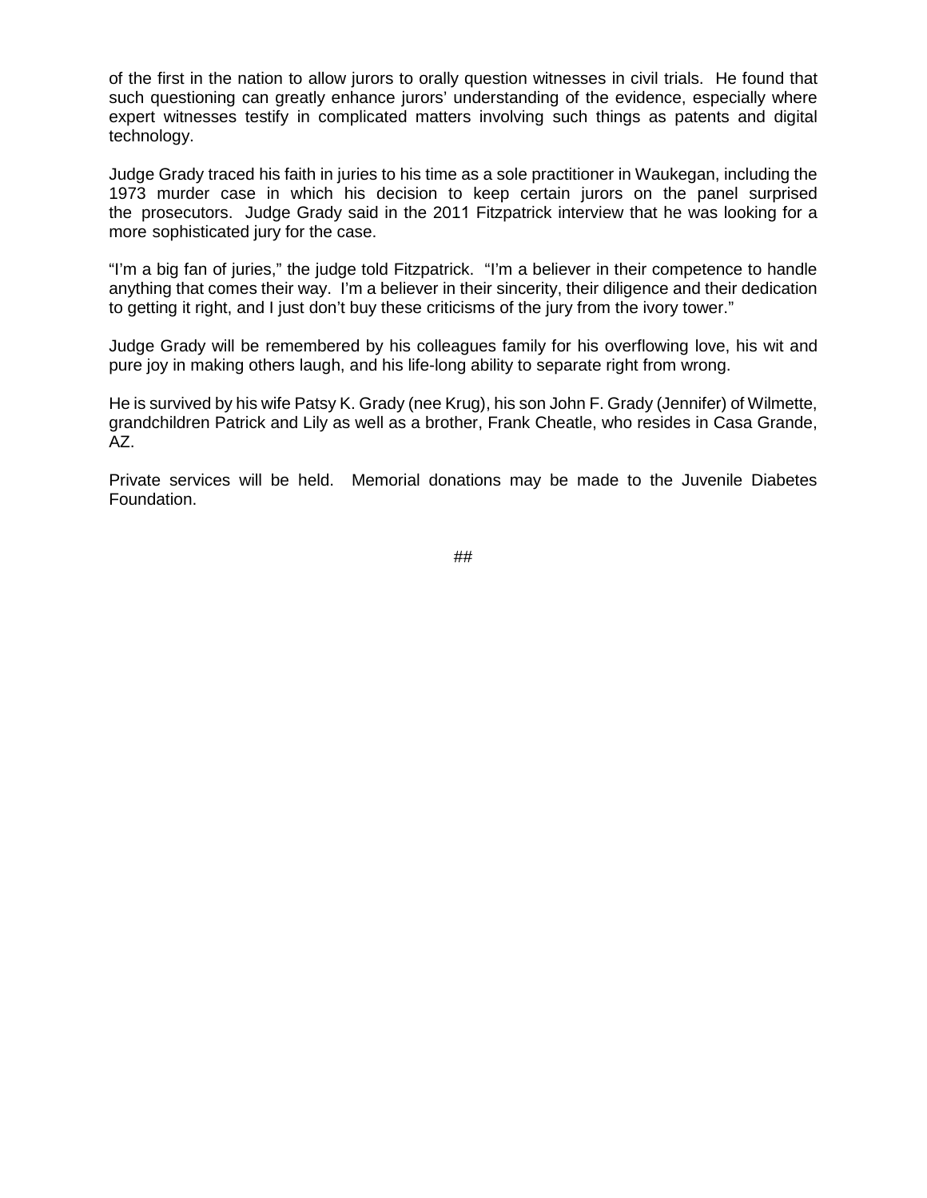of the first in the nation to allow jurors to orally question witnesses in civil trials. He found that such questioning can greatly enhance jurors' understanding of the evidence, especially where expert witnesses testify in complicated matters involving such things as patents and digital technology.

Judge Grady traced his faith in juries to his time as a sole practitioner in Waukegan, including the 1973 murder case in which his decision to keep certain jurors on the panel surprised the prosecutors. Judge Grady said in the 2011 Fitzpatrick interview that he was looking for a more sophisticated jury for the case.

"I'm a big fan of juries," the judge told Fitzpatrick. "I'm a believer in their competence to handle anything that comes their way. I'm a believer in their sincerity, their diligence and their dedication to getting it right, and I just don't buy these criticisms of the jury from the ivory tower."

Judge Grady will be remembered by his colleagues family for his overflowing love, his wit and pure joy in making others laugh, and his life-long ability to separate right from wrong.

He is survived by his wife Patsy K. Grady (nee Krug), his son John F. Grady (Jennifer) of Wilmette, grandchildren Patrick and Lily as well as a brother, Frank Cheatle, who resides in Casa Grande, AZ.

Private services will be held. Memorial donations may be made to the Juvenile Diabetes Foundation.

##